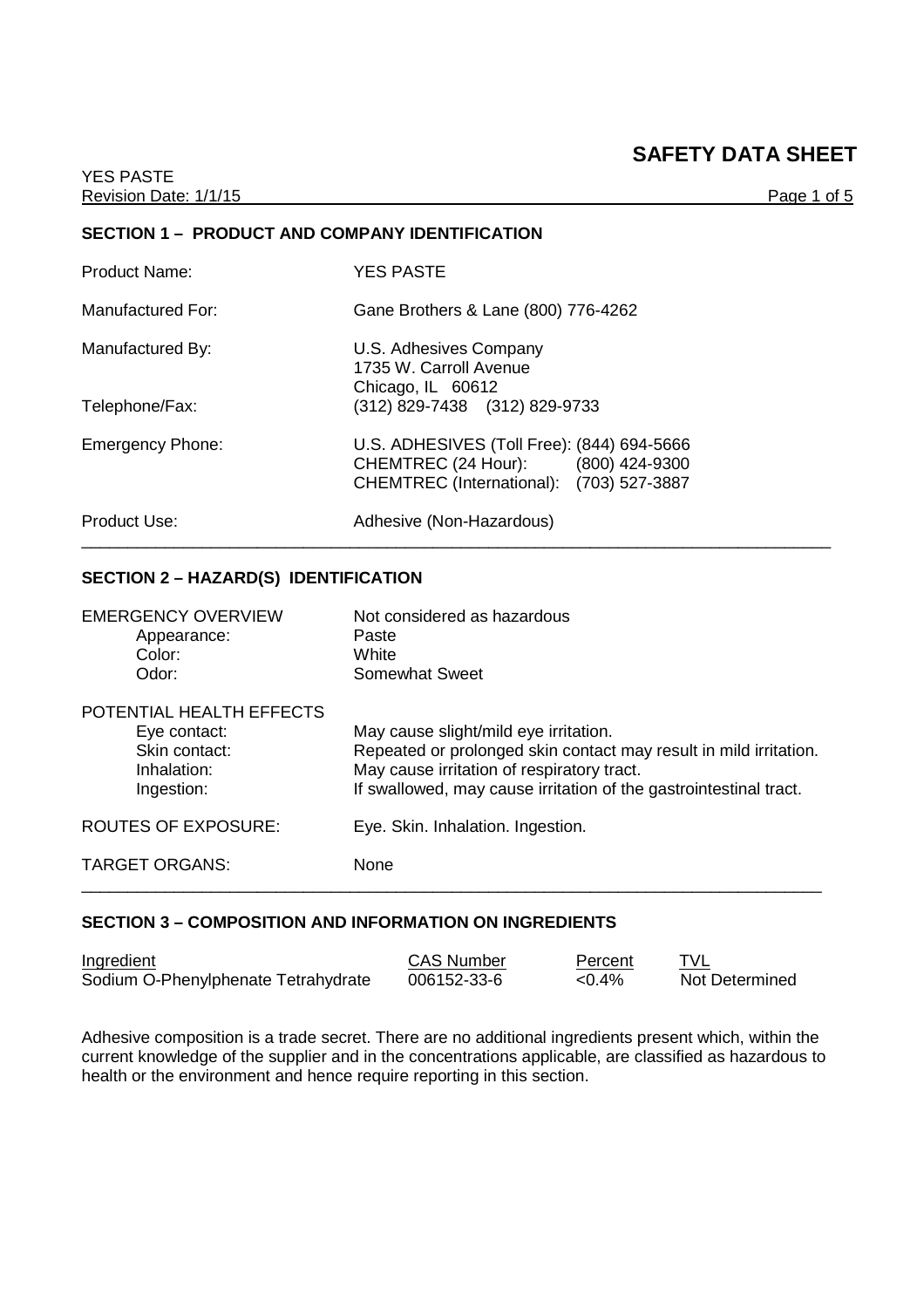# SAFETY DATA SHEET

YES PASTE
Revision Date: 1/1/15

## SECTION 1 – PRODUCT AND COMPANY IDENTIFICATION

| | |
|---|---|
| Product Name: | YES PASTE |
| Manufactured For: | Gane Brothers & Lane (800) 776-4262 |
| Manufactured By: | U.S. Adhesives Company<br>1735 W. Carroll Avenue<br>Chicago, IL 60612 |
| Telephone/Fax: | (312) 829-7438 (312) 829-9733 |
| Emergency Phone: | U.S. ADHESIVES (Toll Free): (844) 694-5666<br>CHEMTREC (24 Hour): (800) 424-9300<br>CHEMTREC (International): (703) 527-3887 |
| Product Use: | Adhesive (Non-Hazardous) |

## SECTION 2 – HAZARD(S) IDENTIFICATION

| | |
|---|---|
| EMERGENCY OVERVIEW | Not considered as hazardous |
| Appearance: | Paste |
| Color: | White |
| Odor: | Somewhat Sweet |
| POTENTIAL HEALTH EFFECTS | |
| Eye contact: | May cause slight/mild eye irritation. |
| Skin contact: | Repeated or prolonged skin contact may result in mild irritation. |
| Inhalation: | May cause irritation of respiratory tract. |
| Ingestion: | If swallowed, may cause irritation of the gastrointestinal tract. |
| ROUTES OF EXPOSURE: | Eye. Skin. Inhalation. Ingestion. |
| TARGET ORGANS: | None |

## SECTION 3 – COMPOSITION AND INFORMATION ON INGREDIENTS

| Ingredient | CAS Number | Percent | TVL |
|---|---|---|---|
| Sodium O-Phenylphenate Tetrahydrate | 006152-33-6 | <0.4% | Not Determined |

Adhesive composition is a trade secret. There are no additional ingredients present which, within the current knowledge of the supplier and in the concentrations applicable, are classified as hazardous to health or the environment and hence require reporting in this section.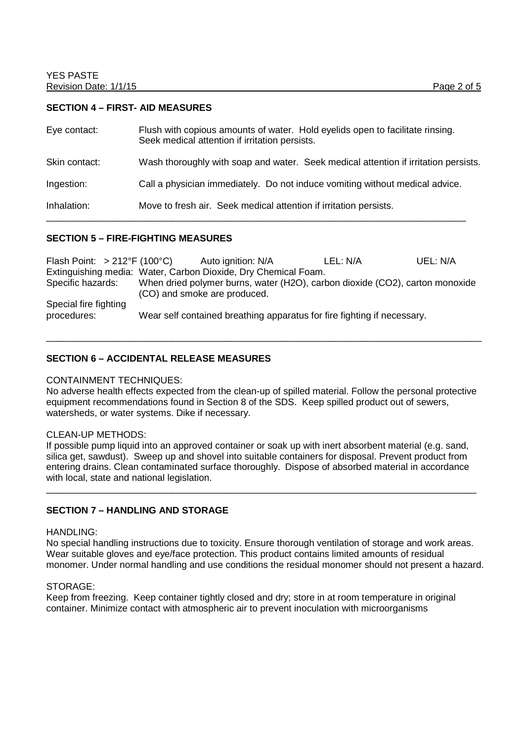## SECTION 4 – FIRST- AID MEASURES

Eye contact: Flush with copious amounts of water. Hold eyelids open to facilitate rinsing. Seek medical attention if irritation persists.

Skin contact: Wash thoroughly with soap and water. Seek medical attention if irritation persists.

Ingestion: Call a physician immediately. Do not induce vomiting without medical advice.

Inhalation: Move to fresh air. Seek medical attention if irritation persists.

## SECTION 5 – FIRE-FIGHTING MEASURES

Flash Point: > 212°F (100°C) Auto ignition: N/A LEL: N/A UEL: N/A

Extinguishing media: Water, Carbon Dioxide, Dry Chemical Foam.

Specific hazards: When dried polymer burns, water ($H_2O$), carbon dioxide ($CO_2$), carton monoxide (CO) and smoke are produced.

Special fire fighting procedures: Wear self contained breathing apparatus for fire fighting if necessary.

## SECTION 6 – ACCIDENTAL RELEASE MEASURES

CONTAINMENT TECHNIQUES:

No adverse health effects expected from the clean-up of spilled material. Follow the personal protective equipment recommendations found in Section 8 of the SDS. Keep spilled product out of sewers, watersheds, or water systems. Dike if necessary.

CLEAN-UP METHODS:

If possible pump liquid into an approved container or soak up with inert absorbent material (e.g. sand, silica get, sawdust). Sweep up and shovel into suitable containers for disposal. Prevent product from entering drains. Clean contaminated surface thoroughly. Dispose of absorbed material in accordance with local, state and national legislation.

## SECTION 7 – HANDLING AND STORAGE

HANDLING:

No special handling instructions due to toxicity. Ensure thorough ventilation of storage and work areas. Wear suitable gloves and eye/face protection. This product contains limited amounts of residual monomer. Under normal handling and use conditions the residual monomer should not present a hazard.

STORAGE:

Keep from freezing. Keep container tightly closed and dry; store in at room temperature in original container. Minimize contact with atmospheric air to prevent inoculation with microorganisms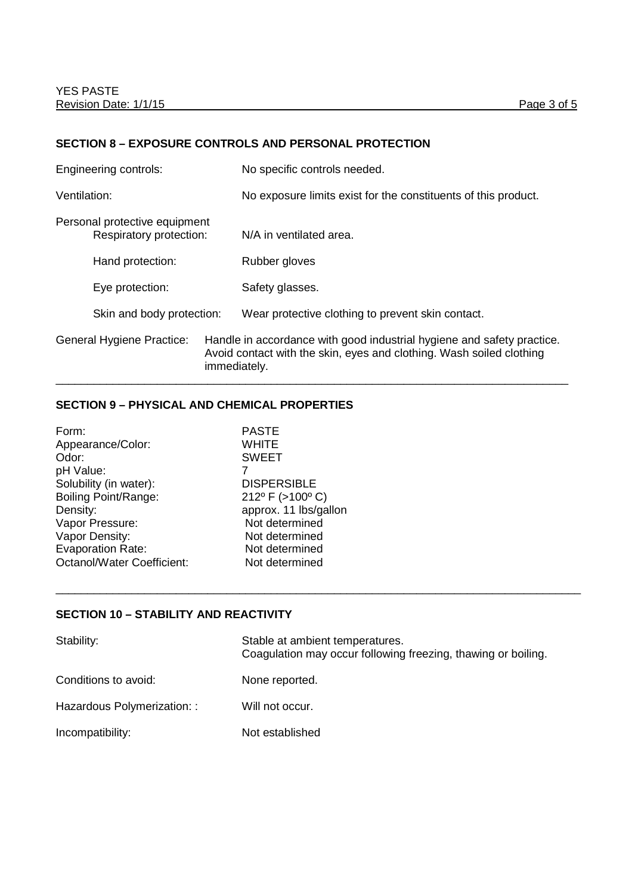## SECTION 8 – EXPOSURE CONTROLS AND PERSONAL PROTECTION

| | |
|---|---|
| Engineering controls: | No specific controls needed. |
| Ventilation: | No exposure limits exist for the constituents of this product. |
| Personal protective equipment | |
| Respiratory protection: | N/A in ventilated area. |
| Hand protection: | Rubber gloves |
| Eye protection: | Safety glasses. |
| Skin and body protection: | Wear protective clothing to prevent skin contact. |
| General Hygiene Practice: | Handle in accordance with good industrial hygiene and safety practice. Avoid contact with the skin, eyes and clothing. Wash soiled clothing immediately. |

---

## SECTION 9 – PHYSICAL AND CHEMICAL PROPERTIES

| | |
|---|---|
| Form: | PASTE |
| Appearance/Color: | WHITE |
| Odor: | SWEET |
| pH Value: | 7 |
| Solubility (in water): | DISPERSIBLE |
| Boiling Point/Range: | 212º F (>100º C) |
| Density: | approx. 11 lbs/gallon |
| Vapor Pressure: | Not determined |
| Vapor Density: | Not determined |
| Evaporation Rate: | Not determined |
| Octanol/Water Coefficient: | Not determined |

---

## SECTION 10 – STABILITY AND REACTIVITY

| | |
|---|---|
| Stability: | Stable at ambient temperatures. Coagulation may occur following freezing, thawing or boiling. |
| Conditions to avoid: | None reported. |
| Hazardous Polymerization: : | Will not occur. |
| Incompatibility: | Not established |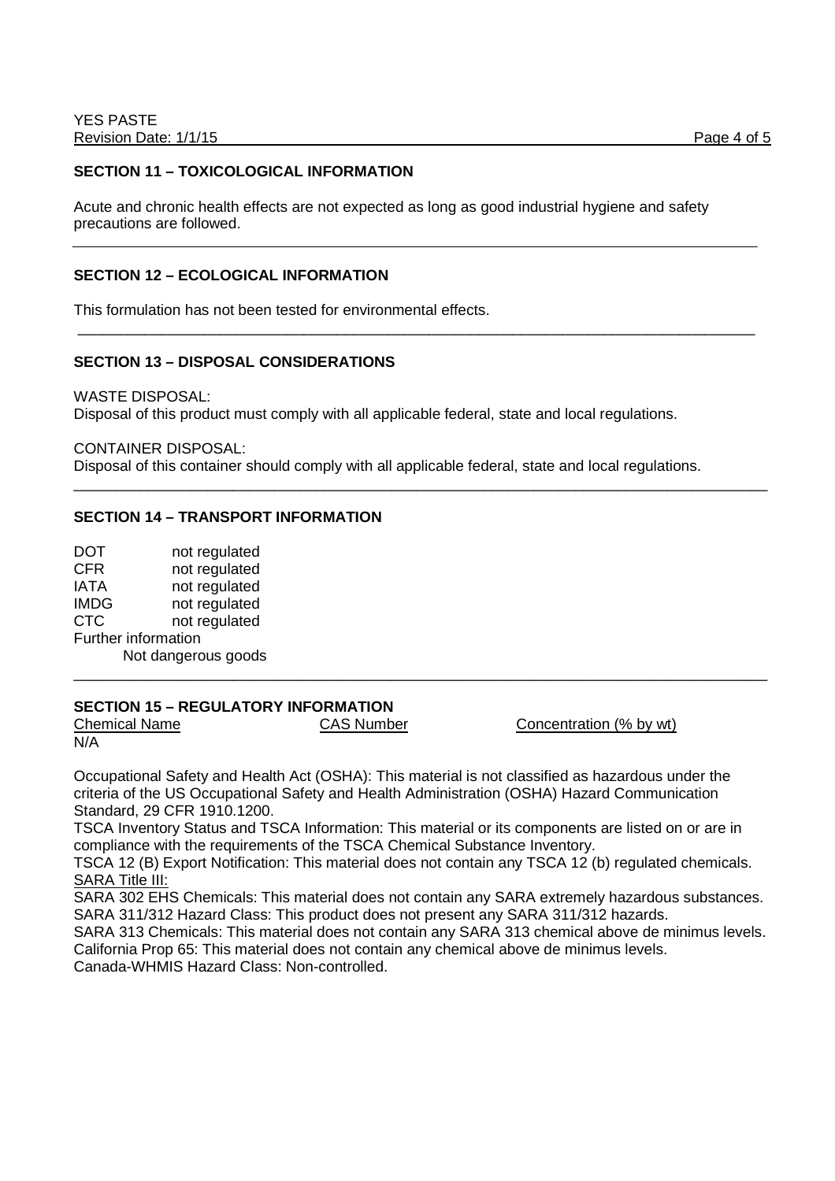## SECTION 11 – TOXICOLOGICAL INFORMATION

Acute and chronic health effects are not expected as long as good industrial hygiene and safety precautions are followed.

## SECTION 12 – ECOLOGICAL INFORMATION

This formulation has not been tested for environmental effects.

## SECTION 13 – DISPOSAL CONSIDERATIONS

WASTE DISPOSAL:
Disposal of this product must comply with all applicable federal, state and local regulations.

CONTAINER DISPOSAL:
Disposal of this container should comply with all applicable federal, state and local regulations.

## SECTION 14 – TRANSPORT INFORMATION

DOT not regulated
CFR not regulated
IATA not regulated
IMDG not regulated
CTC not regulated
Further information
Not dangerous goods

## SECTION 15 – REGULATORY INFORMATION

| Chemical Name | CAS Number | Concentration (% by wt) |
|---|---|---|
| N/A | | |

Occupational Safety and Health Act (OSHA): This material is not classified as hazardous under the criteria of the US Occupational Safety and Health Administration (OSHA) Hazard Communication Standard, 29 CFR 1910.1200.
TSCA Inventory Status and TSCA Information: This material or its components are listed on or are in compliance with the requirements of the TSCA Chemical Substance Inventory.
TSCA 12 (B) Export Notification: This material does not contain any TSCA 12 (b) regulated chemicals.
SARA Title III:
SARA 302 EHS Chemicals: This material does not contain any SARA extremely hazardous substances.
SARA 311/312 Hazard Class: This product does not present any SARA 311/312 hazards.
SARA 313 Chemicals: This material does not contain any SARA 313 chemical above de minimus levels.
California Prop 65: This material does not contain any chemical above de minimus levels.
Canada-WHMIS Hazard Class: Non-controlled.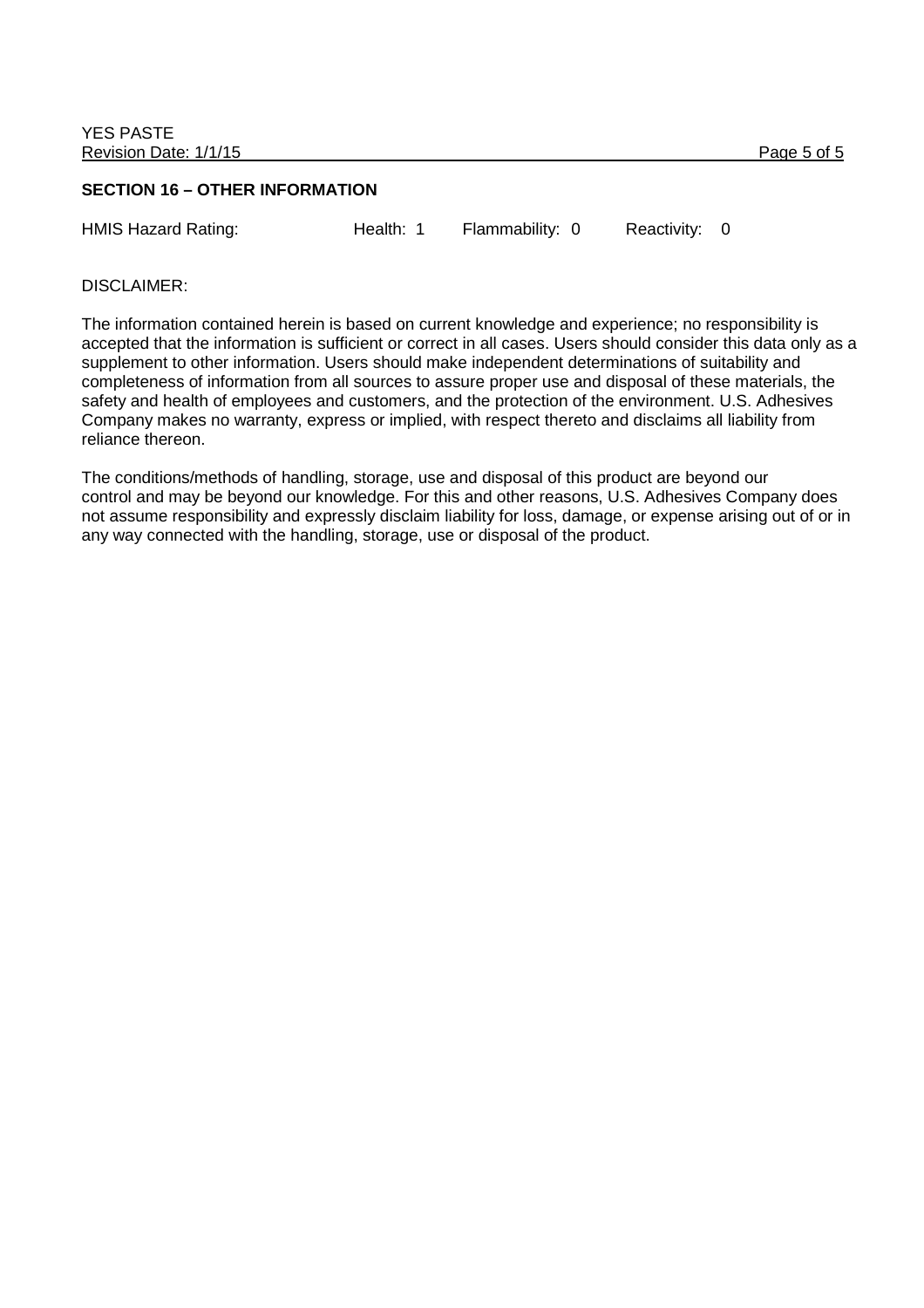## SECTION 16 – OTHER INFORMATION

| | | | |
|---|---|---|---|
| HMIS Hazard Rating: | Health: 1 | Flammability: 0 | Reactivity: 0 |

DISCLAIMER:

The information contained herein is based on current knowledge and experience; no responsibility is accepted that the information is sufficient or correct in all cases. Users should consider this data only as a supplement to other information. Users should make independent determinations of suitability and completeness of information from all sources to assure proper use and disposal of these materials, the safety and health of employees and customers, and the protection of the environment. U.S. Adhesives Company makes no warranty, express or implied, with respect thereto and disclaims all liability from reliance thereon.

The conditions/methods of handling, storage, use and disposal of this product are beyond our control and may be beyond our knowledge. For this and other reasons, U.S. Adhesives Company does not assume responsibility and expressly disclaim liability for loss, damage, or expense arising out of or in any way connected with the handling, storage, use or disposal of the product.